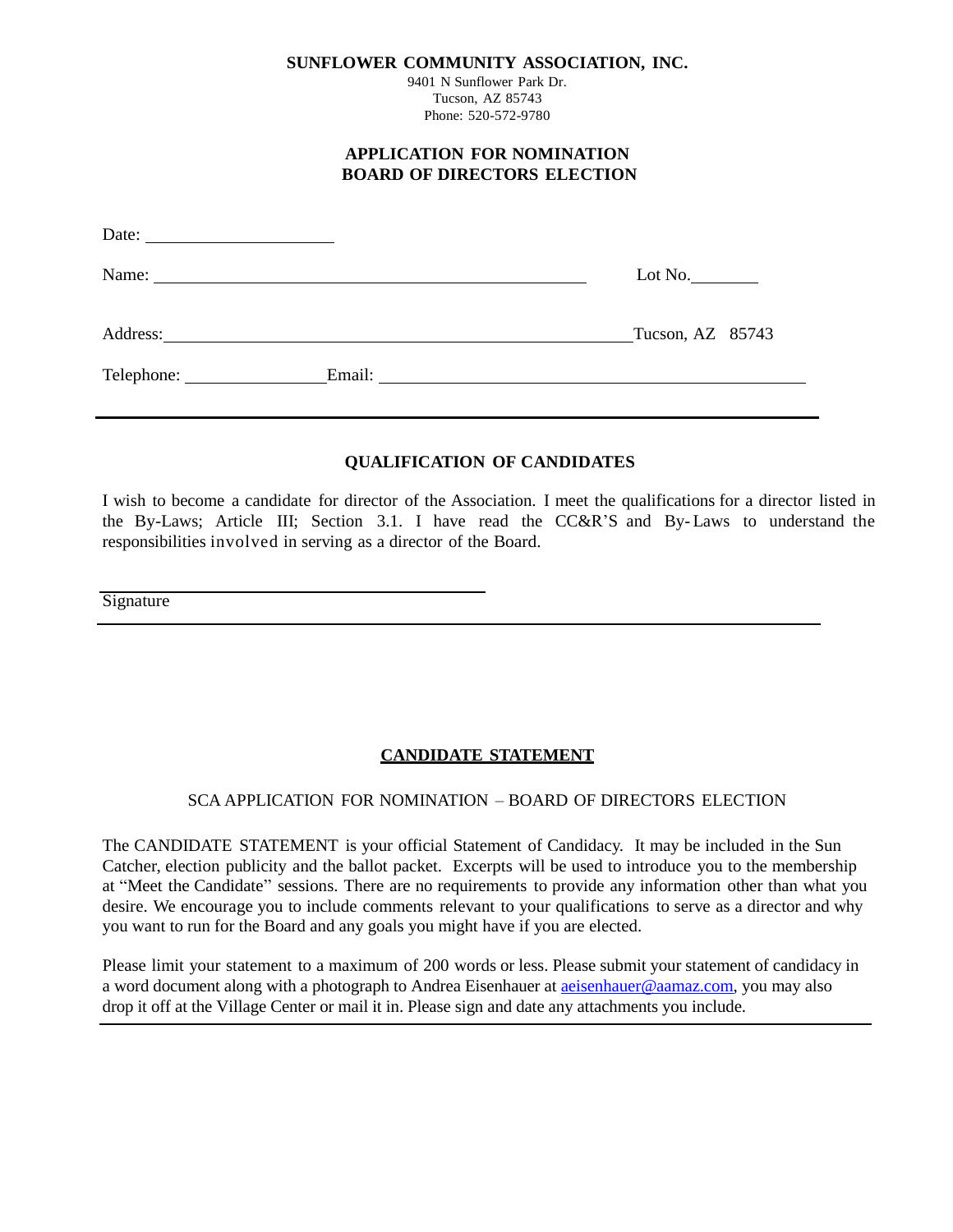**SUNFLOWER COMMUNITY ASSOCIATION, INC.**

9401 N Sunflower Park Dr.
Tucson, AZ 85743
Phone: 520-572-9780

## APPLICATION FOR NOMINATION
## BOARD OF DIRECTORS ELECTION

Date: ____________________

Name: ______________________________________________ Lot No.________

Address: ______________________________________________ Tucson, AZ 85743

Telephone: ______________ Email: ____________________________________________

---

### QUALIFICATION OF CANDIDATES

I wish to become a candidate for director of the Association. I meet the qualifications for a director listed in the By-Laws; Article III; Section 3.1. I have read the CC&R'S and By-Laws to understand the responsibilities involved in serving as a director of the Board.

_________________________________________
Signature

---

### CANDIDATE STATEMENT

SCA APPLICATION FOR NOMINATION – BOARD OF DIRECTORS ELECTION

The CANDIDATE STATEMENT is your official Statement of Candidacy. It may be included in the Sun Catcher, election publicity and the ballot packet. Excerpts will be used to introduce you to the membership at "Meet the Candidate" sessions. There are no requirements to provide any information other than what you desire. We encourage you to include comments relevant to your qualifications to serve as a director and why you want to run for the Board and any goals you might have if you are elected.

Please limit your statement to a maximum of 200 words or less. Please submit your statement of candidacy in a word document along with a photograph to Andrea Eisenhauer at aeisenhauer@aamaz.com, you may also drop it off at the Village Center or mail it in. Please sign and date any attachments you include.

---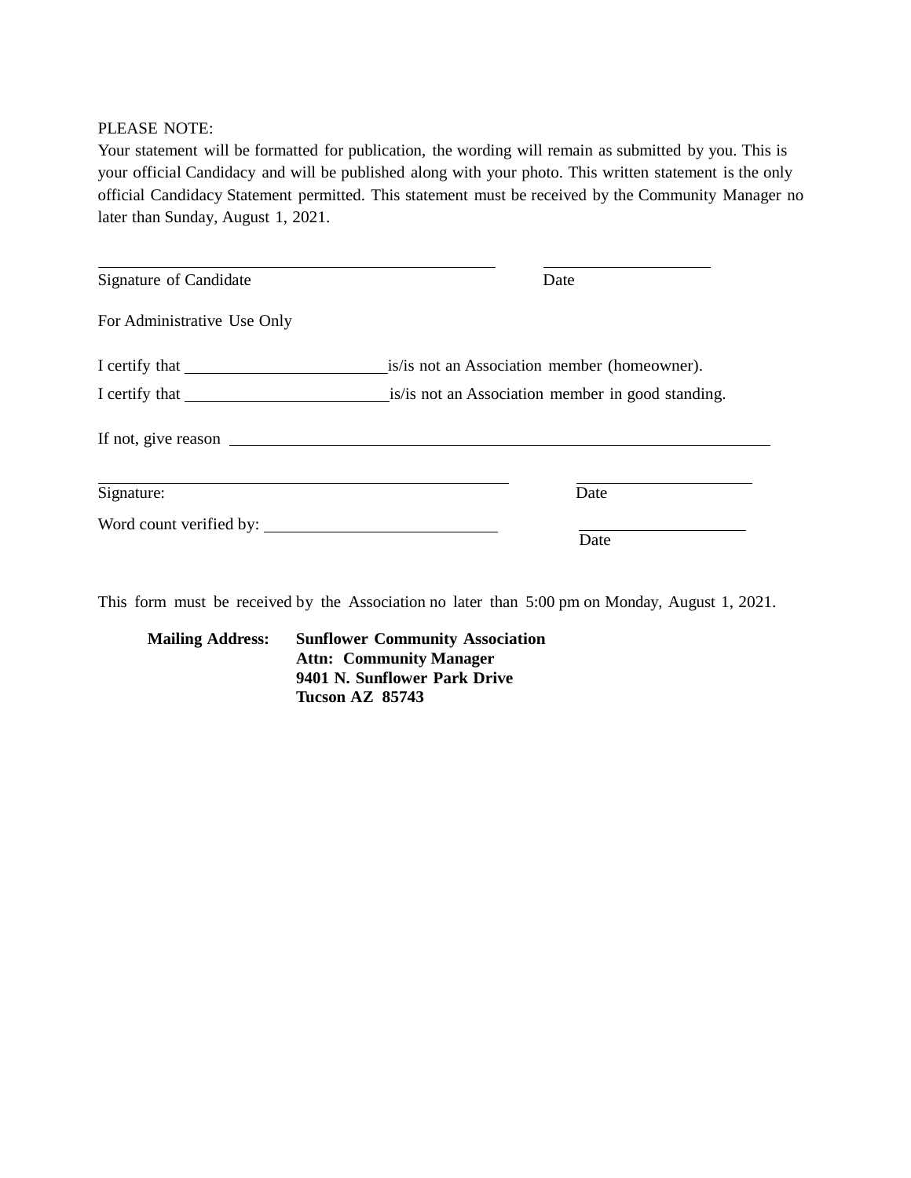PLEASE NOTE:
Your statement will be formatted for publication, the wording will remain as submitted by you. This is your official Candidacy and will be published along with your photo. This written statement is the only official Candidacy Statement permitted. This statement must be received by the Community Manager no later than Sunday, August 1, 2021.

\_\_\_\_\_\_\_\_\_\_\_\_\_\_\_\_\_\_\_\_\_\_\_\_\_\_\_\_\_\_\_\_\_\_\_\_\_\_\_\_ \_\_\_\_\_\_\_\_\_\_\_\_\_\_\_\_\_\_
Signature of Candidate Date

For Administrative Use Only

I certify that \_\_\_\_\_\_\_\_\_\_\_\_\_\_\_\_\_\_\_\_\_\_ is/is not an Association member (homeowner).

I certify that \_\_\_\_\_\_\_\_\_\_\_\_\_\_\_\_\_\_\_\_\_\_ is/is not an Association member in good standing.

If not, give reason \_\_\_\_\_\_\_\_\_\_\_\_\_\_\_\_\_\_\_\_\_\_\_\_\_\_\_\_\_\_\_\_\_\_\_\_\_\_\_\_\_\_\_\_\_\_\_\_\_\_\_\_\_\_

\_\_\_\_\_\_\_\_\_\_\_\_\_\_\_\_\_\_\_\_\_\_\_\_\_\_\_\_\_\_\_\_\_\_\_\_\_\_\_\_ \_\_\_\_\_\_\_\_\_\_\_\_\_\_\_\_\_\_
Signature: Date

Word count verified by: \_\_\_\_\_\_\_\_\_\_\_\_\_\_\_\_\_\_\_\_\_\_\_\_ \_\_\_\_\_\_\_\_\_\_\_\_\_\_\_\_\_\_
Date

This form must be received by the Association no later than 5:00 pm on Monday, August 1, 2021.

**Mailing Address:** **Sunflower Community Association**
**Attn: Community Manager**
**9401 N. Sunflower Park Drive**
**Tucson AZ 85743**